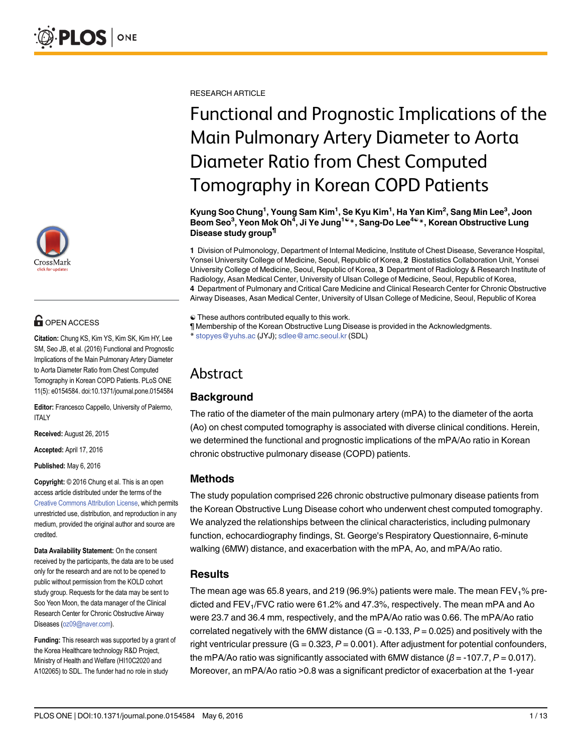RESEARCH ARTICLE

# Functional and Prognostic Implications of the Main Pulmonary Artery Diameter to Aorta Diameter Ratio from Chest Computed Tomography in Korean COPD Patients

**Kyung Soo Chung[1], Young Sam Kim[1], Se Kyu Kim[1], Ha Yan Kim[2], Sang Min Lee[3], Joon Beom Seo[3], Yeon Mok Oh[4], Ji Ye Jung[1☯*], Sang-Do Lee[4☯*], Korean Obstructive Lung Disease study group[¶]**

**1** Division of Pulmonology, Department of Internal Medicine, Institute of Chest Disease, Severance Hospital, Yonsei University College of Medicine, Seoul, Republic of Korea, **2** Biostatistics Collaboration Unit, Yonsei University College of Medicine, Seoul, Republic of Korea, **3** Department of Radiology & Research Institute of Radiology, Asan Medical Center, University of Ulsan College of Medicine, Seoul, Republic of Korea, **4** Department of Pulmonary and Critical Care Medicine and Clinical Research Center for Chronic Obstructive Airway Diseases, Asan Medical Center, University of Ulsan College of Medicine, Seoul, Republic of Korea

☯ These authors contributed equally to this work.
¶ Membership of the Korean Obstructive Lung Disease is provided in the Acknowledgments.
* stopyes@yuhs.ac (JYJ); sdlee@amc.seoul.kr (SDL)

OPEN ACCESS

**Citation:** Chung KS, Kim YS, Kim SK, Kim HY, Lee SM, Seo JB, et al. (2016) Functional and Prognostic Implications of the Main Pulmonary Artery Diameter to Aorta Diameter Ratio from Chest Computed Tomography in Korean COPD Patients. PLoS ONE 11(5): e0154584. doi:10.1371/journal.pone.0154584

**Editor:** Francesco Cappello, University of Palermo, ITALY

**Received:** August 26, 2015

**Accepted:** April 17, 2016

**Published:** May 6, 2016

**Copyright:** © 2016 Chung et al. This is an open access article distributed under the terms of the Creative Commons Attribution License, which permits unrestricted use, distribution, and reproduction in any medium, provided the original author and source are credited.

**Data Availability Statement:** On the consent received by the participants, the data are to be used only for the research and are not to be opened to public without permission from the KOLD cohort study group. Requests for the data may be sent to Soo Yeon Moon, the data manager of the Clinical Research Center for Chronic Obstructive Airway Diseases (oz09@naver.com).

**Funding:** This research was supported by a grant of the Korea Healthcare technology R&D Project, Ministry of Health and Welfare (HI10C2020 and A102065) to SDL. The funder had no role in study

## Abstract

### Background

The ratio of the diameter of the main pulmonary artery (mPA) to the diameter of the aorta (Ao) on chest computed tomography is associated with diverse clinical conditions. Herein, we determined the functional and prognostic implications of the mPA/Ao ratio in Korean chronic obstructive pulmonary disease (COPD) patients.

### Methods

The study population comprised 226 chronic obstructive pulmonary disease patients from the Korean Obstructive Lung Disease cohort who underwent chest computed tomography. We analyzed the relationships between the clinical characteristics, including pulmonary function, echocardiography findings, St. George's Respiratory Questionnaire, 6-minute walking (6MW) distance, and exacerbation with the mPA, Ao, and mPA/Ao ratio.

### Results

The mean age was 65.8 years, and 219 (96.9%) patients were male. The mean $FEV_1$% predicted and $FEV_1$/FVC ratio were 61.2% and 47.3%, respectively. The mean mPA and Ao were 23.7 and 36.4 mm, respectively, and the mPA/Ao ratio was 0.66. The mPA/Ao ratio correlated negatively with the 6MW distance (G = -0.133, $P = 0.025$) and positively with the right ventricular pressure (G = 0.323, $P = 0.001$). After adjustment for potential confounders, the mPA/Ao ratio was significantly associated with 6MW distance ($\beta = -107.7$, $P = 0.017$). Moreover, an mPA/Ao ratio >0.8 was a significant predictor of exacerbation at the 1-year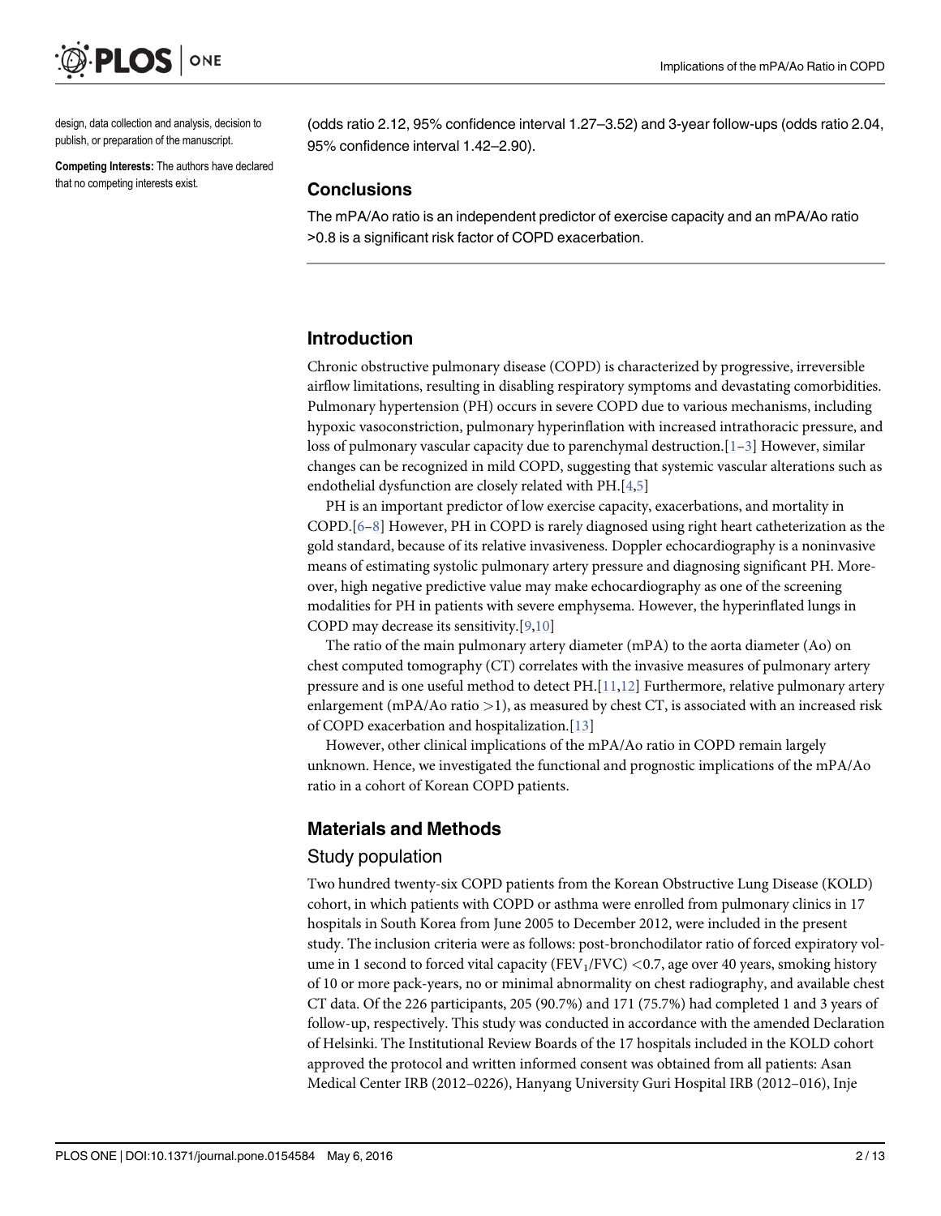design, data collection and analysis, decision to publish, or preparation of the manuscript.

**Competing Interests:** The authors have declared that no competing interests exist.

(odds ratio 2.12, 95% confidence interval 1.27–3.52) and 3-year follow-ups (odds ratio 2.04, 95% confidence interval 1.42–2.90).

## Conclusions

The mPA/Ao ratio is an independent predictor of exercise capacity and an mPA/Ao ratio >0.8 is a significant risk factor of COPD exacerbation.

## Introduction

Chronic obstructive pulmonary disease (COPD) is characterized by progressive, irreversible airflow limitations, resulting in disabling respiratory symptoms and devastating comorbidities. Pulmonary hypertension (PH) occurs in severe COPD due to various mechanisms, including hypoxic vasoconstriction, pulmonary hyperinflation with increased intrathoracic pressure, and loss of pulmonary vascular capacity due to parenchymal destruction.[1–3] However, similar changes can be recognized in mild COPD, suggesting that systemic vascular alterations such as endothelial dysfunction are closely related with PH.[4,5]

PH is an important predictor of low exercise capacity, exacerbations, and mortality in COPD.[6–8] However, PH in COPD is rarely diagnosed using right heart catheterization as the gold standard, because of its relative invasiveness. Doppler echocardiography is a noninvasive means of estimating systolic pulmonary artery pressure and diagnosing significant PH. Moreover, high negative predictive value may make echocardiography as one of the screening modalities for PH in patients with severe emphysema. However, the hyperinflated lungs in COPD may decrease its sensitivity.[9,10]

The ratio of the main pulmonary artery diameter (mPA) to the aorta diameter (Ao) on chest computed tomography (CT) correlates with the invasive measures of pulmonary artery pressure and is one useful method to detect PH.[11,12] Furthermore, relative pulmonary artery enlargement (mPA/Ao ratio >1), as measured by chest CT, is associated with an increased risk of COPD exacerbation and hospitalization.[13]

However, other clinical implications of the mPA/Ao ratio in COPD remain largely unknown. Hence, we investigated the functional and prognostic implications of the mPA/Ao ratio in a cohort of Korean COPD patients.

## Materials and Methods

### Study population

Two hundred twenty-six COPD patients from the Korean Obstructive Lung Disease (KOLD) cohort, in which patients with COPD or asthma were enrolled from pulmonary clinics in 17 hospitals in South Korea from June 2005 to December 2012, were included in the present study. The inclusion criteria were as follows: post-bronchodilator ratio of forced expiratory volume in 1 second to forced vital capacity ($FEV_1$/FVC) <0.7, age over 40 years, smoking history of 10 or more pack-years, no or minimal abnormality on chest radiography, and available chest CT data. Of the 226 participants, 205 (90.7%) and 171 (75.7%) had completed 1 and 3 years of follow-up, respectively. This study was conducted in accordance with the amended Declaration of Helsinki. The Institutional Review Boards of the 17 hospitals included in the KOLD cohort approved the protocol and written informed consent was obtained from all patients: Asan Medical Center IRB (2012–0226), Hanyang University Guri Hospital IRB (2012–016), Inje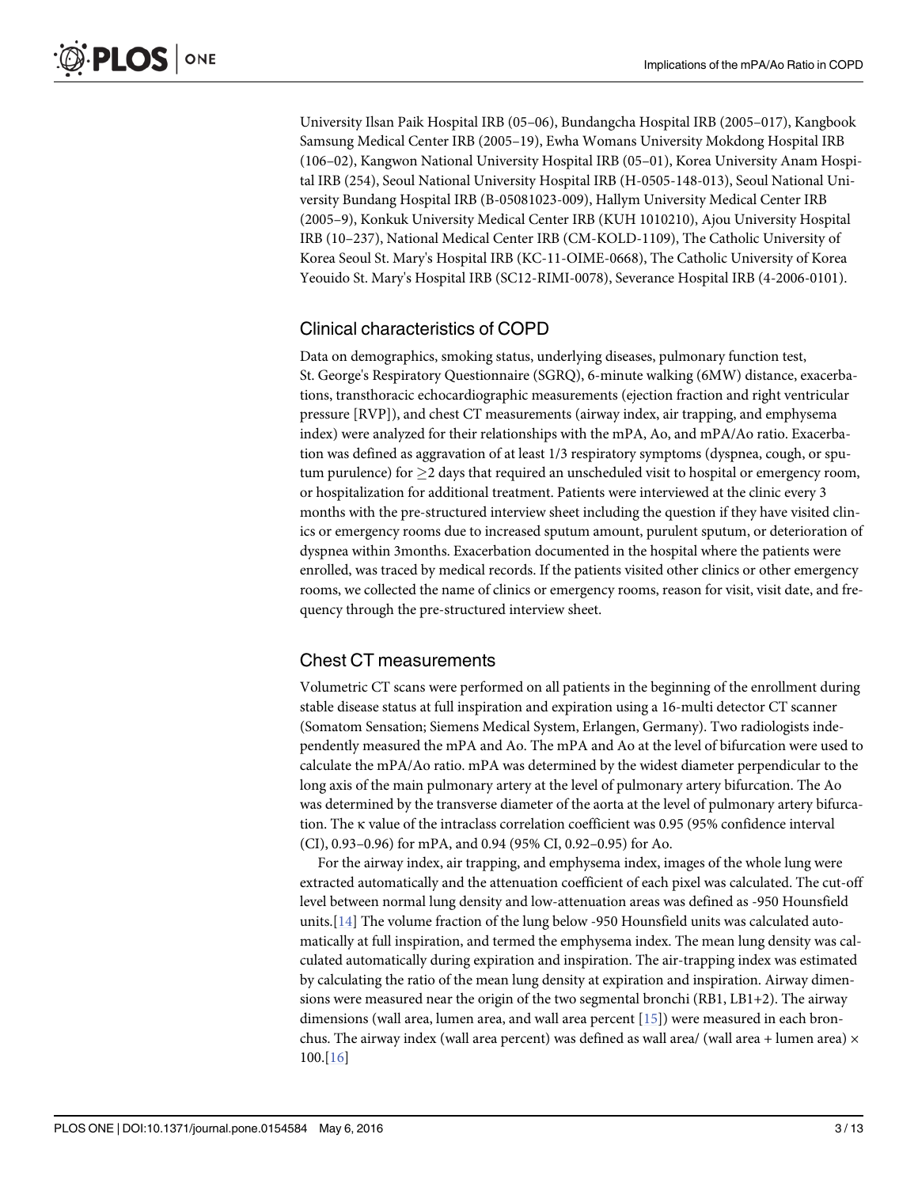University Ilsan Paik Hospital IRB (05–06), Bundangcha Hospital IRB (2005–017), Kangbook Samsung Medical Center IRB (2005–19), Ewha Womans University Mokdong Hospital IRB (106–02), Kangwon National University Hospital IRB (05–01), Korea University Anam Hospital IRB (254), Seoul National University Hospital IRB (H-0505-148-013), Seoul National University Bundang Hospital IRB (B-05081023-009), Hallym University Medical Center IRB (2005–9), Konkuk University Medical Center IRB (KUH 1010210), Ajou University Hospital IRB (10–237), National Medical Center IRB (CM-KOLD-1109), The Catholic University of Korea Seoul St. Mary's Hospital IRB (KC-11-OIME-0668), The Catholic University of Korea Yeouido St. Mary's Hospital IRB (SC12-RIMI-0078), Severance Hospital IRB (4-2006-0101).

## Clinical characteristics of COPD

Data on demographics, smoking status, underlying diseases, pulmonary function test, St. George's Respiratory Questionnaire (SGRQ), 6-minute walking (6MW) distance, exacerbations, transthoracic echocardiographic measurements (ejection fraction and right ventricular pressure [RVP]), and chest CT measurements (airway index, air trapping, and emphysema index) were analyzed for their relationships with the mPA, Ao, and mPA/Ao ratio. Exacerbation was defined as aggravation of at least 1/3 respiratory symptoms (dyspnea, cough, or sputum purulence) for $\geq$2 days that required an unscheduled visit to hospital or emergency room, or hospitalization for additional treatment. Patients were interviewed at the clinic every 3 months with the pre-structured interview sheet including the question if they have visited clinics or emergency rooms due to increased sputum amount, purulent sputum, or deterioration of dyspnea within 3months. Exacerbation documented in the hospital where the patients were enrolled, was traced by medical records. If the patients visited other clinics or other emergency rooms, we collected the name of clinics or emergency rooms, reason for visit, visit date, and frequency through the pre-structured interview sheet.

## Chest CT measurements

Volumetric CT scans were performed on all patients in the beginning of the enrollment during stable disease status at full inspiration and expiration using a 16-multi detector CT scanner (Somatom Sensation; Siemens Medical System, Erlangen, Germany). Two radiologists independently measured the mPA and Ao. The mPA and Ao at the level of bifurcation were used to calculate the mPA/Ao ratio. mPA was determined by the widest diameter perpendicular to the long axis of the main pulmonary artery at the level of pulmonary artery bifurcation. The Ao was determined by the transverse diameter of the aorta at the level of pulmonary artery bifurcation. The κ value of the intraclass correlation coefficient was 0.95 (95% confidence interval (CI), 0.93–0.96) for mPA, and 0.94 (95% CI, 0.92–0.95) for Ao.

For the airway index, air trapping, and emphysema index, images of the whole lung were extracted automatically and the attenuation coefficient of each pixel was calculated. The cut-off level between normal lung density and low-attenuation areas was defined as -950 Hounsfield units.[14] The volume fraction of the lung below -950 Hounsfield units was calculated automatically at full inspiration, and termed the emphysema index. The mean lung density was calculated automatically during expiration and inspiration. The air-trapping index was estimated by calculating the ratio of the mean lung density at expiration and inspiration. Airway dimensions were measured near the origin of the two segmental bronchi (RB1, LB1+2). The airway dimensions (wall area, lumen area, and wall area percent [15]) were measured in each bronchus. The airway index (wall area percent) was defined as wall area/ (wall area + lumen area) × 100.[16]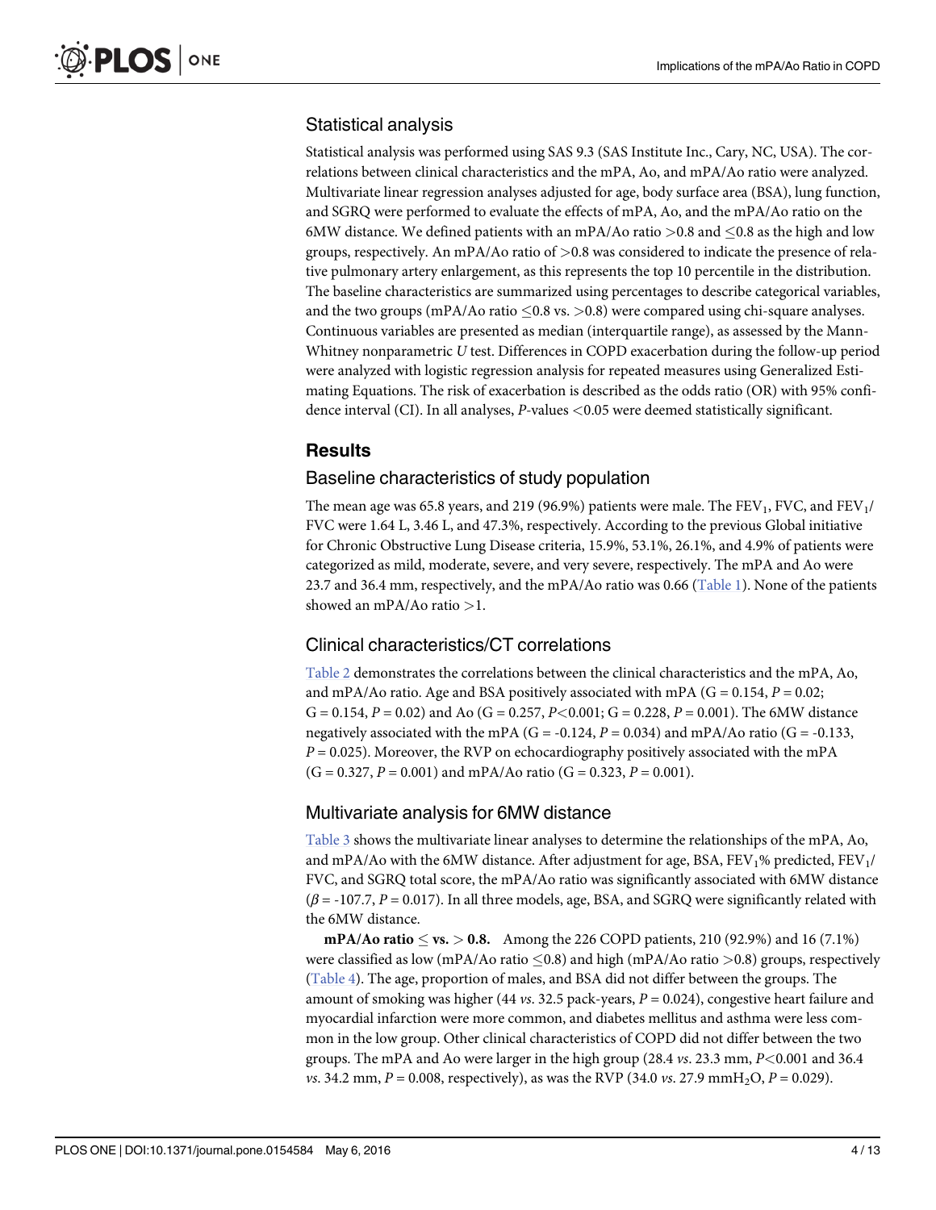## Statistical analysis

Statistical analysis was performed using SAS 9.3 (SAS Institute Inc., Cary, NC, USA). The correlations between clinical characteristics and the mPA, Ao, and mPA/Ao ratio were analyzed. Multivariate linear regression analyses adjusted for age, body surface area (BSA), lung function, and SGRQ were performed to evaluate the effects of mPA, Ao, and the mPA/Ao ratio on the 6MW distance. We defined patients with an mPA/Ao ratio >0.8 and ≤0.8 as the high and low groups, respectively. An mPA/Ao ratio of >0.8 was considered to indicate the presence of relative pulmonary artery enlargement, as this represents the top 10 percentile in the distribution. The baseline characteristics are summarized using percentages to describe categorical variables, and the two groups (mPA/Ao ratio ≤0.8 vs. >0.8) were compared using chi-square analyses. Continuous variables are presented as median (interquartile range), as assessed by the Mann-Whitney nonparametric *U* test. Differences in COPD exacerbation during the follow-up period were analyzed with logistic regression analysis for repeated measures using Generalized Estimating Equations. The risk of exacerbation is described as the odds ratio (OR) with 95% confidence interval (CI). In all analyses, *P*-values <0.05 were deemed statistically significant.

# Results

## Baseline characteristics of study population

The mean age was 65.8 years, and 219 (96.9%) patients were male. The $FEV_1$, FVC, and $FEV_1$/FVC were 1.64 L, 3.46 L, and 47.3%, respectively. According to the previous Global initiative for Chronic Obstructive Lung Disease criteria, 15.9%, 53.1%, 26.1%, and 4.9% of patients were categorized as mild, moderate, severe, and very severe, respectively. The mPA and Ao were 23.7 and 36.4 mm, respectively, and the mPA/Ao ratio was 0.66 (Table 1). None of the patients showed an mPA/Ao ratio >1.

## Clinical characteristics/CT correlations

Table 2 demonstrates the correlations between the clinical characteristics and the mPA, Ao, and mPA/Ao ratio. Age and BSA positively associated with mPA (G = 0.154, *P* = 0.02; G = 0.154, *P* = 0.02) and Ao (G = 0.257, *P*<0.001; G = 0.228, *P* = 0.001). The 6MW distance negatively associated with the mPA (G = -0.124, *P* = 0.034) and mPA/Ao ratio (G = -0.133, *P* = 0.025). Moreover, the RVP on echocardiography positively associated with the mPA (G = 0.327, *P* = 0.001) and mPA/Ao ratio (G = 0.323, *P* = 0.001).

## Multivariate analysis for 6MW distance

Table 3 shows the multivariate linear analyses to determine the relationships of the mPA, Ao, and mPA/Ao with the 6MW distance. After adjustment for age, BSA, $FEV_1$% predicted, $FEV_1$/FVC, and SGRQ total score, the mPA/Ao ratio was significantly associated with 6MW distance ($\beta$ = -107.7, *P* = 0.017). In all three models, age, BSA, and SGRQ were significantly related with the 6MW distance.

**mPA/Ao ratio ≤ vs. > 0.8.** Among the 226 COPD patients, 210 (92.9%) and 16 (7.1%) were classified as low (mPA/Ao ratio ≤0.8) and high (mPA/Ao ratio >0.8) groups, respectively (Table 4). The age, proportion of males, and BSA did not differ between the groups. The amount of smoking was higher (44 *vs*. 32.5 pack-years, *P* = 0.024), congestive heart failure and myocardial infarction were more common, and diabetes mellitus and asthma were less common in the low group. Other clinical characteristics of COPD did not differ between the two groups. The mPA and Ao were larger in the high group (28.4 *vs*. 23.3 mm, *P*<0.001 and 36.4 *vs*. 34.2 mm, *P* = 0.008, respectively), as was the RVP (34.0 *vs*. 27.9 $mmH_2O$, *P* = 0.029).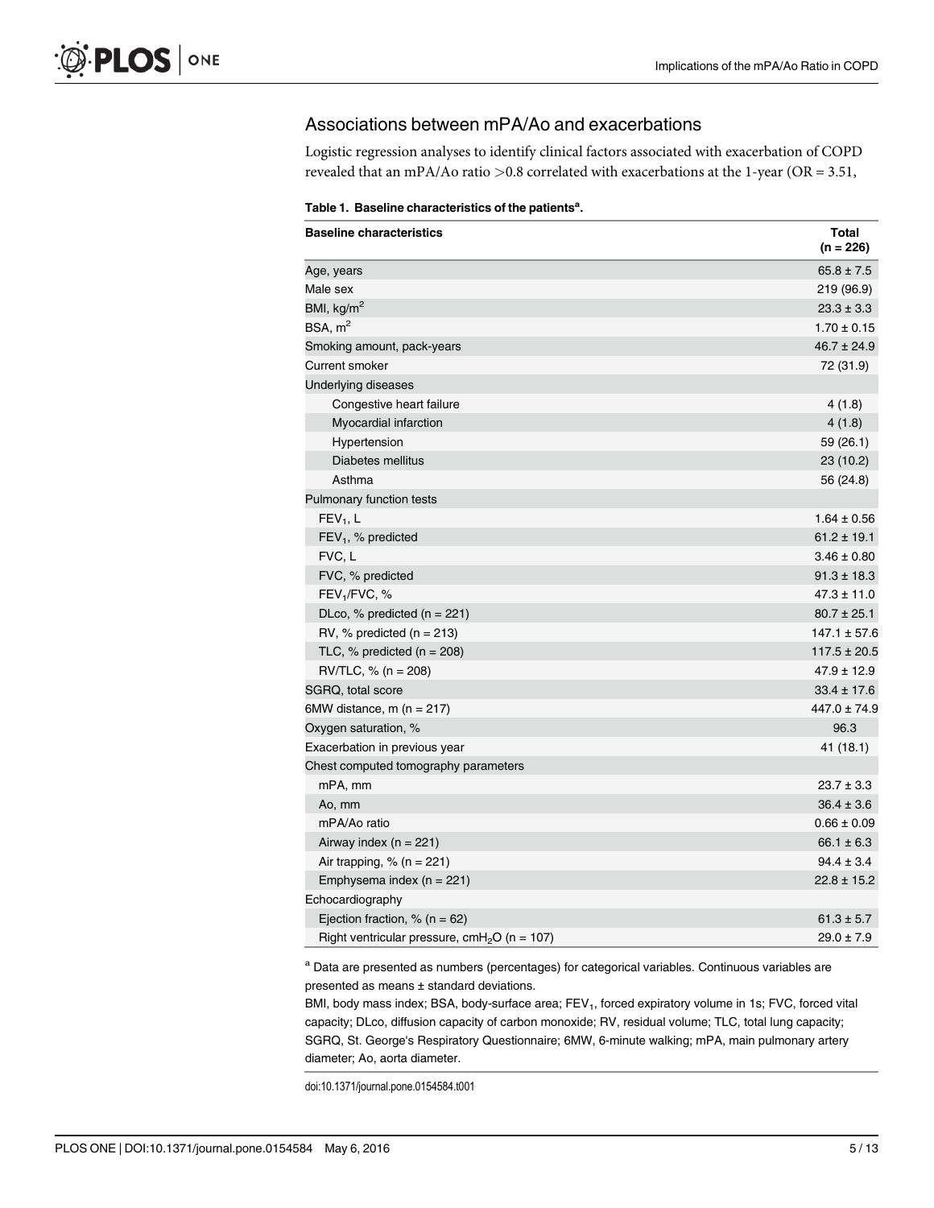## Associations between mPA/Ao and exacerbations

Logistic regression analyses to identify clinical factors associated with exacerbation of COPD revealed that an mPA/Ao ratio >0.8 correlated with exacerbations at the 1-year (OR = 3.51,

**Table 1. Baseline characteristics of the patients[a].**

| Baseline characteristics | Total (n = 226) |
|---|---|
| Age, years | 65.8 ± 7.5 |
| Male sex | 219 (96.9) |
| BMI, kg/m$^2$ | 23.3 ± 3.3 |
| BSA, m$^2$ | 1.70 ± 0.15 |
| Smoking amount, pack-years | 46.7 ± 24.9 |
| Current smoker | 72 (31.9) |
| Underlying diseases | |
| Congestive heart failure | 4 (1.8) |
| Myocardial infarction | 4 (1.8) |
| Hypertension | 59 (26.1) |
| Diabetes mellitus | 23 (10.2) |
| Asthma | 56 (24.8) |
| Pulmonary function tests | |
| $FEV_1$, L | 1.64 ± 0.56 |
| $FEV_1$, % predicted | 61.2 ± 19.1 |
| FVC, L | 3.46 ± 0.80 |
| FVC, % predicted | 91.3 ± 18.3 |
| $FEV_1$/FVC, % | 47.3 ± 11.0 |
| DLco, % predicted (n = 221) | 80.7 ± 25.1 |
| RV, % predicted (n = 213) | 147.1 ± 57.6 |
| TLC, % predicted (n = 208) | 117.5 ± 20.5 |
| RV/TLC, % (n = 208) | 47.9 ± 12.9 |
| SGRQ, total score | 33.4 ± 17.6 |
| 6MW distance, m (n = 217) | 447.0 ± 74.9 |
| Oxygen saturation, % | 96.3 |
| Exacerbation in previous year | 41 (18.1) |
| Chest computed tomography parameters | |
| mPA, mm | 23.7 ± 3.3 |
| Ao, mm | 36.4 ± 3.6 |
| mPA/Ao ratio | 0.66 ± 0.09 |
| Airway index (n = 221) | 66.1 ± 6.3 |
| Air trapping, % (n = 221) | 94.4 ± 3.4 |
| Emphysema index (n = 221) | 22.8 ± 15.2 |
| Echocardiography | |
| Ejection fraction, % (n = 62) | 61.3 ± 5.7 |
| Right ventricular pressure, cm$H_2O$ (n = 107) | 29.0 ± 7.9 |

[a] Data are presented as numbers (percentages) for categorical variables. Continuous variables are presented as means ± standard deviations.

BMI, body mass index; BSA, body-surface area; $FEV_1$, forced expiratory volume in 1s; FVC, forced vital capacity; DLco, diffusion capacity of carbon monoxide; RV, residual volume; TLC, total lung capacity; SGRQ, St. George's Respiratory Questionnaire; 6MW, 6-minute walking; mPA, main pulmonary artery diameter; Ao, aorta diameter.

doi:10.1371/journal.pone.0154584.t001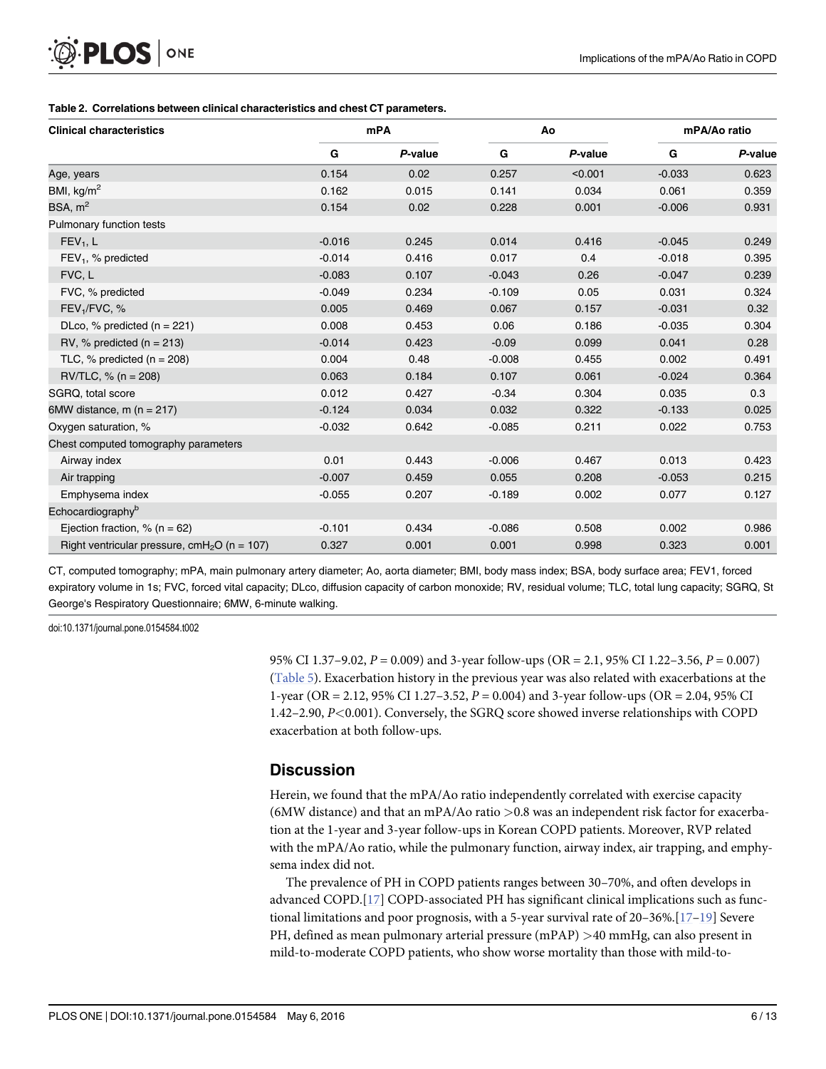**Table 2. Correlations between clinical characteristics and chest CT parameters.**

| Clinical characteristics | mPA | | Ao | | mPA/Ao ratio | |
|---|---|---|---|---|---|---|
| | G | *P*-value | G | *P*-value | G | *P*-value |
| Age, years | 0.154 | 0.02 | 0.257 | <0.001 | -0.033 | 0.623 |
| BMI, kg/m$^2$ | 0.162 | 0.015 | 0.141 | 0.034 | 0.061 | 0.359 |
| BSA, m$^2$ | 0.154 | 0.02 | 0.228 | 0.001 | -0.006 | 0.931 |
| Pulmonary function tests | | | | | | |
| $FEV_1$, L | -0.016 | 0.245 | 0.014 | 0.416 | -0.045 | 0.249 |
| $FEV_1$, % predicted | -0.014 | 0.416 | 0.017 | 0.4 | -0.018 | 0.395 |
| FVC, L | -0.083 | 0.107 | -0.043 | 0.26 | -0.047 | 0.239 |
| FVC, % predicted | -0.049 | 0.234 | -0.109 | 0.05 | 0.031 | 0.324 |
| $FEV_1$/FVC, % | 0.005 | 0.469 | 0.067 | 0.157 | -0.031 | 0.32 |
| DLco, % predicted (n = 221) | 0.008 | 0.453 | 0.06 | 0.186 | -0.035 | 0.304 |
| RV, % predicted (n = 213) | -0.014 | 0.423 | -0.09 | 0.099 | 0.041 | 0.28 |
| TLC, % predicted (n = 208) | 0.004 | 0.48 | -0.008 | 0.455 | 0.002 | 0.491 |
| RV/TLC, % (n = 208) | 0.063 | 0.184 | 0.107 | 0.061 | -0.024 | 0.364 |
| SGRQ, total score | 0.012 | 0.427 | -0.34 | 0.304 | 0.035 | 0.3 |
| 6MW distance, m (n = 217) | -0.124 | 0.034 | 0.032 | 0.322 | -0.133 | 0.025 |
| Oxygen saturation, % | -0.032 | 0.642 | -0.085 | 0.211 | 0.022 | 0.753 |
| Chest computed tomography parameters | | | | | | |
| Airway index | 0.01 | 0.443 | -0.006 | 0.467 | 0.013 | 0.423 |
| Air trapping | -0.007 | 0.459 | 0.055 | 0.208 | -0.053 | 0.215 |
| Emphysema index | -0.055 | 0.207 | -0.189 | 0.002 | 0.077 | 0.127 |
| Echocardiography[b] | | | | | | |
| Ejection fraction, % (n = 62) | -0.101 | 0.434 | -0.086 | 0.508 | 0.002 | 0.986 |
| Right ventricular pressure, cm$H_2O$ (n = 107) | 0.327 | 0.001 | 0.001 | 0.998 | 0.323 | 0.001 |

CT, computed tomography; mPA, main pulmonary artery diameter; Ao, aorta diameter; BMI, body mass index; BSA, body surface area; FEV1, forced expiratory volume in 1s; FVC, forced vital capacity; DLco, diffusion capacity of carbon monoxide; RV, residual volume; TLC, total lung capacity; SGRQ, St George's Respiratory Questionnaire; 6MW, 6-minute walking.

doi:10.1371/journal.pone.0154584.t002

95% CI 1.37–9.02, $P = 0.009$) and 3-year follow-ups (OR = 2.1, 95% CI 1.22–3.56, $P = 0.007$) (Table 5). Exacerbation history in the previous year was also related with exacerbations at the 1-year (OR = 2.12, 95% CI 1.27–3.52, $P = 0.004$) and 3-year follow-ups (OR = 2.04, 95% CI 1.42–2.90, $P<0.001$). Conversely, the SGRQ score showed inverse relationships with COPD exacerbation at both follow-ups.

## Discussion

Herein, we found that the mPA/Ao ratio independently correlated with exercise capacity (6MW distance) and that an mPA/Ao ratio >0.8 was an independent risk factor for exacerbation at the 1-year and 3-year follow-ups in Korean COPD patients. Moreover, RVP related with the mPA/Ao ratio, while the pulmonary function, airway index, air trapping, and emphysema index did not.

The prevalence of PH in COPD patients ranges between 30–70%, and often develops in advanced COPD.[17] COPD-associated PH has significant clinical implications such as functional limitations and poor prognosis, with a 5-year survival rate of 20–36%.[17–19] Severe PH, defined as mean pulmonary arterial pressure (mPAP) >40 mmHg, can also present in mild-to-moderate COPD patients, who show worse mortality than those with mild-to-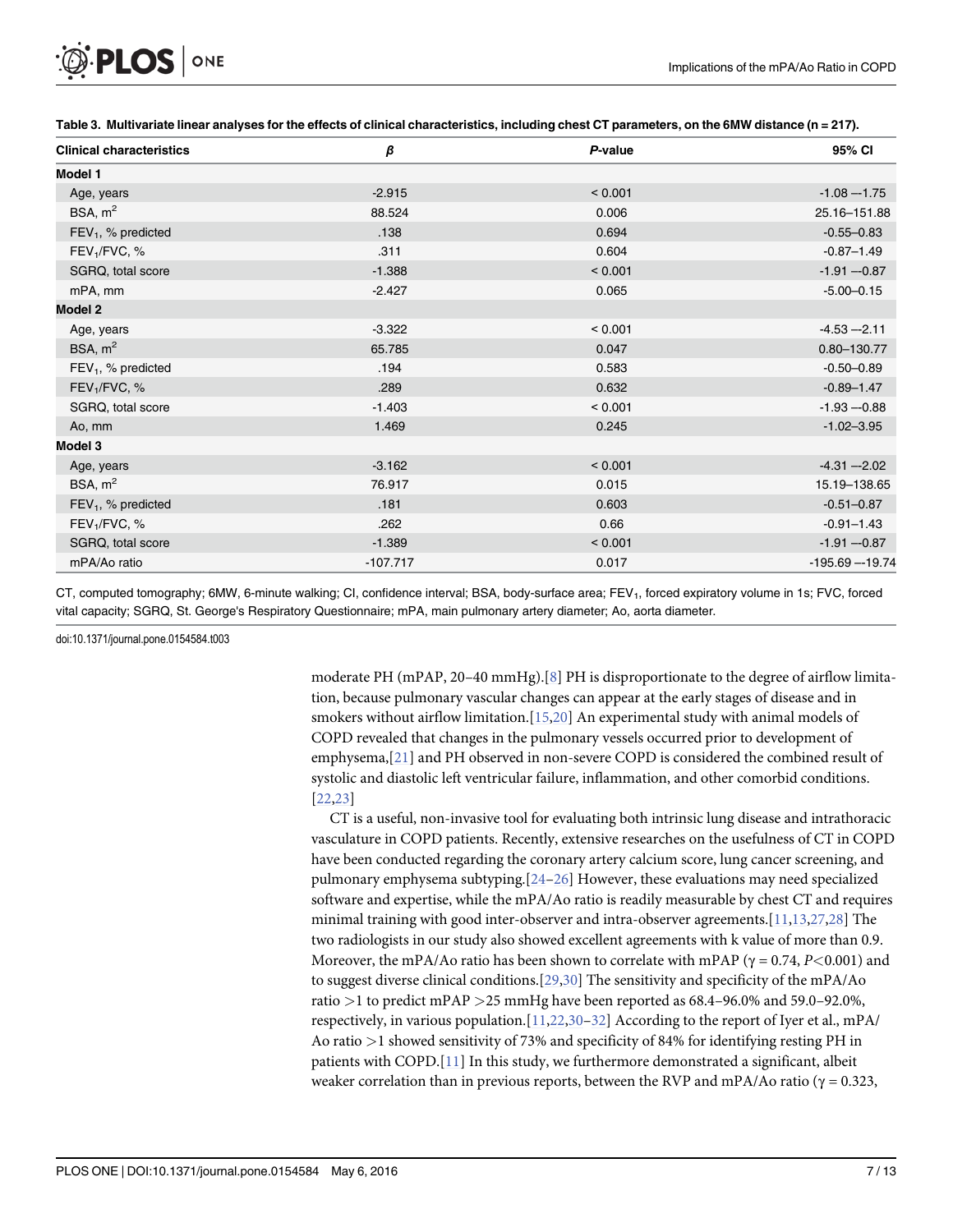**Table 3. Multivariate linear analyses for the effects of clinical characteristics, including chest CT parameters, on the 6MW distance (n = 217).**

| Clinical characteristics | β | *P*-value | 95% CI |
|---|---|---|---|
| **Model 1** | | | |
| Age, years | -2.915 | < 0.001 | -1.08 –-1.75 |
| BSA, $m^2$ | 88.524 | 0.006 | 25.16–151.88 |
| $FEV_1$, % predicted | .138 | 0.694 | -0.55–0.83 |
| $FEV_1$/FVC, % | .311 | 0.604 | -0.87–1.49 |
| SGRQ, total score | -1.388 | < 0.001 | -1.91 –-0.87 |
| mPA, mm | -2.427 | 0.065 | -5.00–0.15 |
| **Model 2** | | | |
| Age, years | -3.322 | < 0.001 | -4.53 –-2.11 |
| BSA, $m^2$ | 65.785 | 0.047 | 0.80–130.77 |
| $FEV_1$, % predicted | .194 | 0.583 | -0.50–0.89 |
| $FEV_1$/FVC, % | .289 | 0.632 | -0.89–1.47 |
| SGRQ, total score | -1.403 | < 0.001 | -1.93 –-0.88 |
| Ao, mm | 1.469 | 0.245 | -1.02–3.95 |
| **Model 3** | | | |
| Age, years | -3.162 | < 0.001 | -4.31 –-2.02 |
| BSA, $m^2$ | 76.917 | 0.015 | 15.19–138.65 |
| $FEV_1$, % predicted | .181 | 0.603 | -0.51–0.87 |
| $FEV_1$/FVC, % | .262 | 0.66 | -0.91–1.43 |
| SGRQ, total score | -1.389 | < 0.001 | -1.91 –-0.87 |
| mPA/Ao ratio | -107.717 | 0.017 | -195.69 –-19.74 |

CT, computed tomography; 6MW, 6-minute walking; CI, confidence interval; BSA, body-surface area; $FEV_1$, forced expiratory volume in 1s; FVC, forced vital capacity; SGRQ, St. George's Respiratory Questionnaire; mPA, main pulmonary artery diameter; Ao, aorta diameter.

doi:10.1371/journal.pone.0154584.t003

moderate PH (mPAP, 20–40 mmHg).[8] PH is disproportionate to the degree of airflow limitation, because pulmonary vascular changes can appear at the early stages of disease and in smokers without airflow limitation.[15,20] An experimental study with animal models of COPD revealed that changes in the pulmonary vessels occurred prior to development of emphysema,[21] and PH observed in non-severe COPD is considered the combined result of systolic and diastolic left ventricular failure, inflammation, and other comorbid conditions.[22,23]

CT is a useful, non-invasive tool for evaluating both intrinsic lung disease and intrathoracic vasculature in COPD patients. Recently, extensive researches on the usefulness of CT in COPD have been conducted regarding the coronary artery calcium score, lung cancer screening, and pulmonary emphysema subtyping.[24–26] However, these evaluations may need specialized software and expertise, while the mPA/Ao ratio is readily measurable by chest CT and requires minimal training with good inter-observer and intra-observer agreements.[11,13,27,28] The two radiologists in our study also showed excellent agreements with k value of more than 0.9. Moreover, the mPA/Ao ratio has been shown to correlate with mPAP ($\gamma = 0.74$, $P<0.001$) and to suggest diverse clinical conditions.[29,30] The sensitivity and specificity of the mPA/Ao ratio >1 to predict mPAP >25 mmHg have been reported as 68.4–96.0% and 59.0–92.0%, respectively, in various population.[11,22,30–32] According to the report of Iyer et al., mPA/Ao ratio >1 showed sensitivity of 73% and specificity of 84% for identifying resting PH in patients with COPD.[11] In this study, we furthermore demonstrated a significant, albeit weaker correlation than in previous reports, between the RVP and mPA/Ao ratio ($\gamma = 0.323$,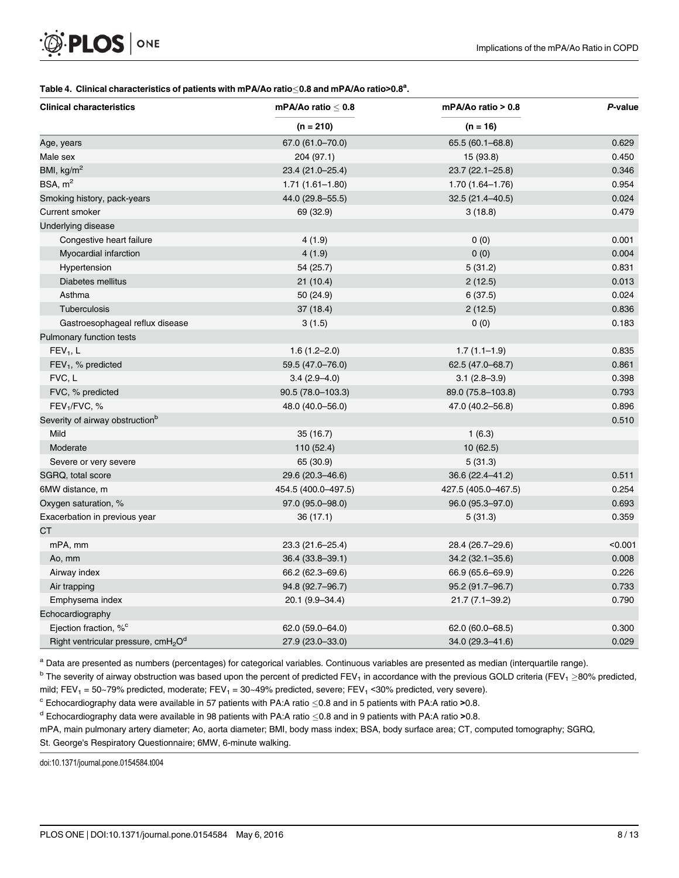**Table 4. Clinical characteristics of patients with mPA/Ao ratio≤0.8 and mPA/Ao ratio>0.8[a].**

| Clinical characteristics | mPA/Ao ratio ≤ 0.8 | mPA/Ao ratio > 0.8 | *P*-value |
|---|---|---|---|
| | (n = 210) | (n = 16) | |
| Age, years | 67.0 (61.0–70.0) | 65.5 (60.1–68.8) | 0.629 |
| Male sex | 204 (97.1) | 15 (93.8) | 0.450 |
| BMI, kg/m$^2$ | 23.4 (21.0–25.4) | 23.7 (22.1–25.8) | 0.346 |
| BSA, m$^2$ | 1.71 (1.61–1.80) | 1.70 (1.64–1.76) | 0.954 |
| Smoking history, pack-years | 44.0 (29.8–55.5) | 32.5 (21.4–40.5) | 0.024 |
| Current smoker | 69 (32.9) | 3 (18.8) | 0.479 |
| Underlying disease | | | |
| Congestive heart failure | 4 (1.9) | 0 (0) | 0.001 |
| Myocardial infarction | 4 (1.9) | 0 (0) | 0.004 |
| Hypertension | 54 (25.7) | 5 (31.2) | 0.831 |
| Diabetes mellitus | 21 (10.4) | 2 (12.5) | 0.013 |
| Asthma | 50 (24.9) | 6 (37.5) | 0.024 |
| Tuberculosis | 37 (18.4) | 2 (12.5) | 0.836 |
| Gastroesophageal reflux disease | 3 (1.5) | 0 (0) | 0.183 |
| Pulmonary function tests | | | |
| $FEV_1$, L | 1.6 (1.2–2.0) | 1.7 (1.1–1.9) | 0.835 |
| $FEV_1$, % predicted | 59.5 (47.0–76.0) | 62.5 (47.0–68.7) | 0.861 |
| FVC, L | 3.4 (2.9–4.0) | 3.1 (2.8–3.9) | 0.398 |
| FVC, % predicted | 90.5 (78.0–103.3) | 89.0 (75.8–103.8) | 0.793 |
| $FEV_1$/FVC, % | 48.0 (40.0–56.0) | 47.0 (40.2–56.8) | 0.896 |
| Severity of airway obstruction[b] | | | 0.510 |
| Mild | 35 (16.7) | 1 (6.3) | |
| Moderate | 110 (52.4) | 10 (62.5) | |
| Severe or very severe | 65 (30.9) | 5 (31.3) | |
| SGRQ, total score | 29.6 (20.3–46.6) | 36.6 (22.4–41.2) | 0.511 |
| 6MW distance, m | 454.5 (400.0–497.5) | 427.5 (405.0–467.5) | 0.254 |
| Oxygen saturation, % | 97.0 (95.0–98.0) | 96.0 (95.3–97.0) | 0.693 |
| Exacerbation in previous year | 36 (17.1) | 5 (31.3) | 0.359 |
| CT | | | |
| mPA, mm | 23.3 (21.6–25.4) | 28.4 (26.7–29.6) | <0.001 |
| Ao, mm | 36.4 (33.8–39.1) | 34.2 (32.1–35.6) | 0.008 |
| Airway index | 66.2 (62.3–69.6) | 66.9 (65.6–69.9) | 0.226 |
| Air trapping | 94.8 (92.7–96.7) | 95.2 (91.7–96.7) | 0.733 |
| Emphysema index | 20.1 (9.9–34.4) | 21.7 (7.1–39.2) | 0.790 |
| Echocardiography | | | |
| Ejection fraction, %[c] | 62.0 (59.0–64.0) | 62.0 (60.0–68.5) | 0.300 |
| Right ventricular pressure, cm$H_2O$[d] | 27.9 (23.0–33.0) | 34.0 (29.3–41.6) | 0.029 |

[a] Data are presented as numbers (percentages) for categorical variables. Continuous variables are presented as median (interquartile range).

[b] The severity of airway obstruction was based upon the percent of predicted $FEV_1$ in accordance with the previous GOLD criteria ($FEV_1$ ≥80% predicted, mild; $FEV_1$ = 50~79% predicted, moderate; $FEV_1$ = 30~49% predicted, severe; $FEV_1$ <30% predicted, very severe).

[c] Echocardiography data were available in 57 patients with PA:A ratio ≤0.8 and in 5 patients with PA:A ratio **>**0.8.

[d] Echocardiography data were available in 98 patients with PA:A ratio ≤0.8 and in 9 patients with PA:A ratio **>**0.8.

mPA, main pulmonary artery diameter; Ao, aorta diameter; BMI, body mass index; BSA, body surface area; CT, computed tomography; SGRQ, St. George's Respiratory Questionnaire; 6MW, 6-minute walking.

doi:10.1371/journal.pone.0154584.t004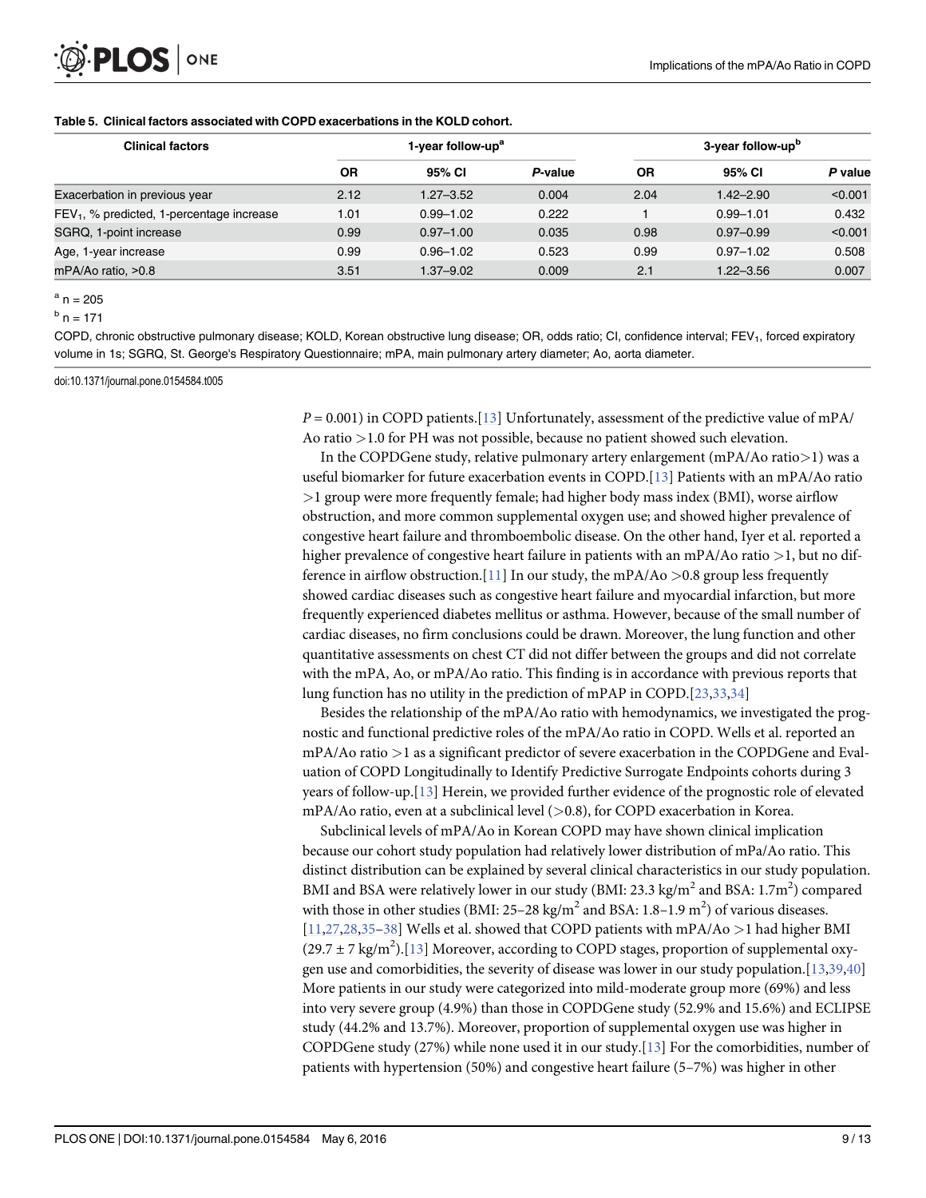**Table 5. Clinical factors associated with COPD exacerbations in the KOLD cohort.**

| Clinical factors | 1-year follow-up[a] | | | 3-year follow-up[b] | | |
|---|---|---|---|---|---|---|
| | OR | 95% CI | *P*-value | OR | 95% CI | *P* value |
| Exacerbation in previous year | 2.12 | 1.27–3.52 | 0.004 | 2.04 | 1.42–2.90 | <0.001 |
| $FEV_1$, % predicted, 1-percentage increase | 1.01 | 0.99–1.02 | 0.222 | 1 | 0.99–1.01 | 0.432 |
| SGRQ, 1-point increase | 0.99 | 0.97–1.00 | 0.035 | 0.98 | 0.97–0.99 | <0.001 |
| Age, 1-year increase | 0.99 | 0.96–1.02 | 0.523 | 0.99 | 0.97–1.02 | 0.508 |
| mPA/Ao ratio, >0.8 | 3.51 | 1.37–9.02 | 0.009 | 2.1 | 1.22–3.56 | 0.007 |

[a] n = 205

[b] n = 171

COPD, chronic obstructive pulmonary disease; KOLD, Korean obstructive lung disease; OR, odds ratio; CI, confidence interval; $FEV_1$, forced expiratory volume in 1s; SGRQ, St. George's Respiratory Questionnaire; mPA, main pulmonary artery diameter; Ao, aorta diameter.

doi:10.1371/journal.pone.0154584.t005

$P = 0.001$) in COPD patients.[13] Unfortunately, assessment of the predictive value of mPA/Ao ratio >1.0 for PH was not possible, because no patient showed such elevation.

In the COPDGene study, relative pulmonary artery enlargement (mPA/Ao ratio>1) was a useful biomarker for future exacerbation events in COPD.[13] Patients with an mPA/Ao ratio >1 group were more frequently female; had higher body mass index (BMI), worse airflow obstruction, and more common supplemental oxygen use; and showed higher prevalence of congestive heart failure and thromboembolic disease. On the other hand, Iyer et al. reported a higher prevalence of congestive heart failure in patients with an mPA/Ao ratio >1, but no difference in airflow obstruction.[11] In our study, the mPA/Ao >0.8 group less frequently showed cardiac diseases such as congestive heart failure and myocardial infarction, but more frequently experienced diabetes mellitus or asthma. However, because of the small number of cardiac diseases, no firm conclusions could be drawn. Moreover, the lung function and other quantitative assessments on chest CT did not differ between the groups and did not correlate with the mPA, Ao, or mPA/Ao ratio. This finding is in accordance with previous reports that lung function has no utility in the prediction of mPAP in COPD.[23,33,34]

Besides the relationship of the mPA/Ao ratio with hemodynamics, we investigated the prognostic and functional predictive roles of the mPA/Ao ratio in COPD. Wells et al. reported an mPA/Ao ratio >1 as a significant predictor of severe exacerbation in the COPDGene and Evaluation of COPD Longitudinally to Identify Predictive Surrogate Endpoints cohorts during 3 years of follow-up.[13] Herein, we provided further evidence of the prognostic role of elevated mPA/Ao ratio, even at a subclinical level (>0.8), for COPD exacerbation in Korea.

Subclinical levels of mPA/Ao in Korean COPD may have shown clinical implication because our cohort study population had relatively lower distribution of mPa/Ao ratio. This distinct distribution can be explained by several clinical characteristics in our study population. BMI and BSA were relatively lower in our study (BMI: 23.3 $kg/m^2$ and BSA: 1.7$m^2$) compared with those in other studies (BMI: 25–28 $kg/m^2$ and BSA: 1.8–1.9 $m^2$) of various diseases. [11,27,28,35–38] Wells et al. showed that COPD patients with mPA/Ao >1 had higher BMI ($29.7 \pm 7$ $kg/m^2$).[13] Moreover, according to COPD stages, proportion of supplemental oxygen use and comorbidities, the severity of disease was lower in our study population.[13,39,40] More patients in our study were categorized into mild-moderate group more (69%) and less into very severe group (4.9%) than those in COPDGene study (52.9% and 15.6%) and ECLIPSE study (44.2% and 13.7%). Moreover, proportion of supplemental oxygen use was higher in COPDGene study (27%) while none used it in our study.[13] For the comorbidities, number of patients with hypertension (50%) and congestive heart failure (5–7%) was higher in other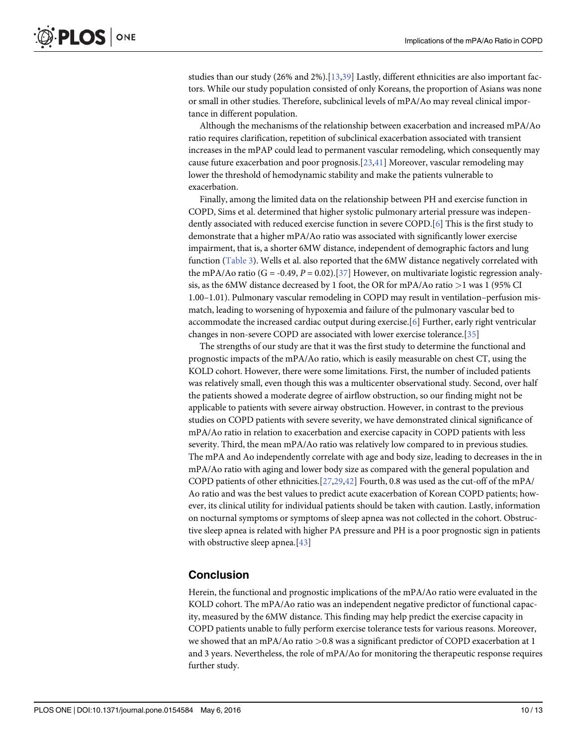studies than our study (26% and 2%).[13,39] Lastly, different ethnicities are also important factors. While our study population consisted of only Koreans, the proportion of Asians was none or small in other studies. Therefore, subclinical levels of mPA/Ao may reveal clinical importance in different population.

Although the mechanisms of the relationship between exacerbation and increased mPA/Ao ratio requires clarification, repetition of subclinical exacerbation associated with transient increases in the mPAP could lead to permanent vascular remodeling, which consequently may cause future exacerbation and poor prognosis.[23,41] Moreover, vascular remodeling may lower the threshold of hemodynamic stability and make the patients vulnerable to exacerbation.

Finally, among the limited data on the relationship between PH and exercise function in COPD, Sims et al. determined that higher systolic pulmonary arterial pressure was independently associated with reduced exercise function in severe COPD.[6] This is the first study to demonstrate that a higher mPA/Ao ratio was associated with significantly lower exercise impairment, that is, a shorter 6MW distance, independent of demographic factors and lung function (Table 3). Wells et al. also reported that the 6MW distance negatively correlated with the mPA/Ao ratio ($G = -0.49$, $P = 0.02$).[37] However, on multivariate logistic regression analysis, as the 6MW distance decreased by 1 foot, the OR for mPA/Ao ratio >1 was 1 (95% CI 1.00–1.01). Pulmonary vascular remodeling in COPD may result in ventilation–perfusion mismatch, leading to worsening of hypoxemia and failure of the pulmonary vascular bed to accommodate the increased cardiac output during exercise.[6] Further, early right ventricular changes in non-severe COPD are associated with lower exercise tolerance.[35]

The strengths of our study are that it was the first study to determine the functional and prognostic impacts of the mPA/Ao ratio, which is easily measurable on chest CT, using the KOLD cohort. However, there were some limitations. First, the number of included patients was relatively small, even though this was a multicenter observational study. Second, over half the patients showed a moderate degree of airflow obstruction, so our finding might not be applicable to patients with severe airway obstruction. However, in contrast to the previous studies on COPD patients with severe severity, we have demonstrated clinical significance of mPA/Ao ratio in relation to exacerbation and exercise capacity in COPD patients with less severity. Third, the mean mPA/Ao ratio was relatively low compared to in previous studies. The mPA and Ao independently correlate with age and body size, leading to decreases in the in mPA/Ao ratio with aging and lower body size as compared with the general population and COPD patients of other ethnicities.[27,29,42] Fourth, 0.8 was used as the cut-off of the mPA/Ao ratio and was the best values to predict acute exacerbation of Korean COPD patients; however, its clinical utility for individual patients should be taken with caution. Lastly, information on nocturnal symptoms or symptoms of sleep apnea was not collected in the cohort. Obstructive sleep apnea is related with higher PA pressure and PH is a poor prognostic sign in patients with obstructive sleep apnea.[43]

## Conclusion

Herein, the functional and prognostic implications of the mPA/Ao ratio were evaluated in the KOLD cohort. The mPA/Ao ratio was an independent negative predictor of functional capacity, measured by the 6MW distance. This finding may help predict the exercise capacity in COPD patients unable to fully perform exercise tolerance tests for various reasons. Moreover, we showed that an mPA/Ao ratio >0.8 was a significant predictor of COPD exacerbation at 1 and 3 years. Nevertheless, the role of mPA/Ao for monitoring the therapeutic response requires further study.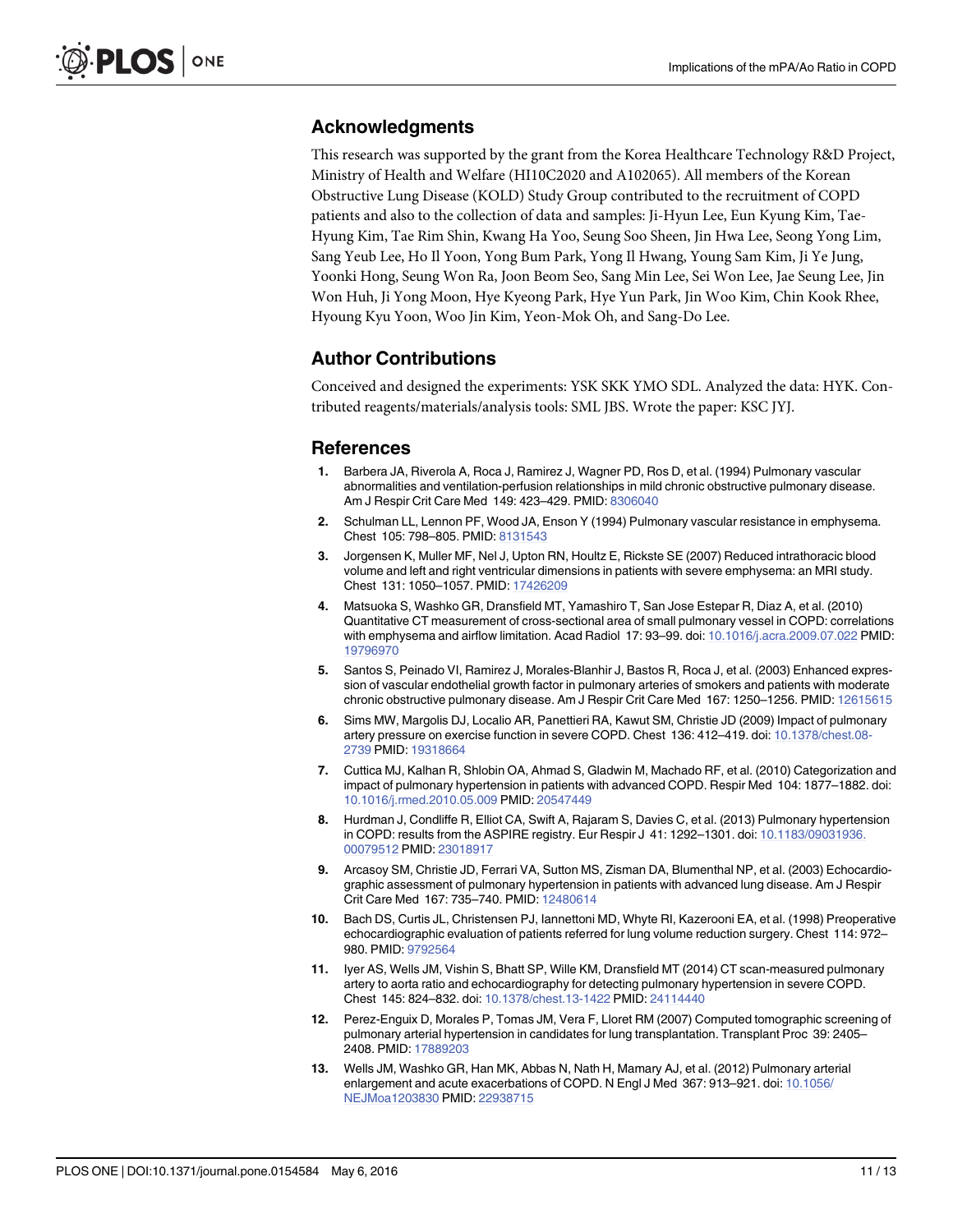## Acknowledgments

This research was supported by the grant from the Korea Healthcare Technology R&D Project, Ministry of Health and Welfare (HI10C2020 and A102065). All members of the Korean Obstructive Lung Disease (KOLD) Study Group contributed to the recruitment of COPD patients and also to the collection of data and samples: Ji-Hyun Lee, Eun Kyung Kim, Tae-Hyung Kim, Tae Rim Shin, Kwang Ha Yoo, Seung Soo Sheen, Jin Hwa Lee, Seong Yong Lim, Sang Yeub Lee, Ho Il Yoon, Yong Bum Park, Yong Il Hwang, Young Sam Kim, Ji Ye Jung, Yoonki Hong, Seung Won Ra, Joon Beom Seo, Sang Min Lee, Sei Won Lee, Jae Seung Lee, Jin Won Huh, Ji Yong Moon, Hye Kyeong Park, Hye Yun Park, Jin Woo Kim, Chin Kook Rhee, Hyoung Kyu Yoon, Woo Jin Kim, Yeon-Mok Oh, and Sang-Do Lee.

## Author Contributions

Conceived and designed the experiments: YSK SKK YMO SDL. Analyzed the data: HYK. Contributed reagents/materials/analysis tools: SML JBS. Wrote the paper: KSC JYJ.

## References

1. Barbera JA, Riverola A, Roca J, Ramirez J, Wagner PD, Ros D, et al. (1994) Pulmonary vascular abnormalities and ventilation-perfusion relationships in mild chronic obstructive pulmonary disease. Am J Respir Crit Care Med 149: 423–429. PMID: 8306040
2. Schulman LL, Lennon PF, Wood JA, Enson Y (1994) Pulmonary vascular resistance in emphysema. Chest 105: 798–805. PMID: 8131543
3. Jorgensen K, Muller MF, Nel J, Upton RN, Houltz E, Rickste SE (2007) Reduced intrathoracic blood volume and left and right ventricular dimensions in patients with severe emphysema: an MRI study. Chest 131: 1050–1057. PMID: 17426209
4. Matsuoka S, Washko GR, Dransfield MT, Yamashiro T, San Jose Estepar R, Diaz A, et al. (2010) Quantitative CT measurement of cross-sectional area of small pulmonary vessel in COPD: correlations with emphysema and airflow limitation. Acad Radiol 17: 93–99. doi: 10.1016/j.acra.2009.07.022 PMID: 19796970
5. Santos S, Peinado VI, Ramirez J, Morales-Blanhir J, Bastos R, Roca J, et al. (2003) Enhanced expression of vascular endothelial growth factor in pulmonary arteries of smokers and patients with moderate chronic obstructive pulmonary disease. Am J Respir Crit Care Med 167: 1250–1256. PMID: 12615615
6. Sims MW, Margolis DJ, Localio AR, Panettieri RA, Kawut SM, Christie JD (2009) Impact of pulmonary artery pressure on exercise function in severe COPD. Chest 136: 412–419. doi: 10.1378/chest.08-2739 PMID: 19318664
7. Cuttica MJ, Kalhan R, Shlobin OA, Ahmad S, Gladwin M, Machado RF, et al. (2010) Categorization and impact of pulmonary hypertension in patients with advanced COPD. Respir Med 104: 1877–1882. doi: 10.1016/j.rmed.2010.05.009 PMID: 20547449
8. Hurdman J, Condliffe R, Elliot CA, Swift A, Rajaram S, Davies C, et al. (2013) Pulmonary hypertension in COPD: results from the ASPIRE registry. Eur Respir J 41: 1292–1301. doi: 10.1183/09031936.00079512 PMID: 23018917
9. Arcasoy SM, Christie JD, Ferrari VA, Sutton MS, Zisman DA, Blumenthal NP, et al. (2003) Echocardiographic assessment of pulmonary hypertension in patients with advanced lung disease. Am J Respir Crit Care Med 167: 735–740. PMID: 12480614
10. Bach DS, Curtis JL, Christensen PJ, Iannettoni MD, Whyte RI, Kazerooni EA, et al. (1998) Preoperative echocardiographic evaluation of patients referred for lung volume reduction surgery. Chest 114: 972–980. PMID: 9792564
11. Iyer AS, Wells JM, Vishin S, Bhatt SP, Wille KM, Dransfield MT (2014) CT scan-measured pulmonary artery to aorta ratio and echocardiography for detecting pulmonary hypertension in severe COPD. Chest 145: 824–832. doi: 10.1378/chest.13-1422 PMID: 24114440
12. Perez-Enguix D, Morales P, Tomas JM, Vera F, Lloret RM (2007) Computed tomographic screening of pulmonary arterial hypertension in candidates for lung transplantation. Transplant Proc 39: 2405–2408. PMID: 17889203
13. Wells JM, Washko GR, Han MK, Abbas N, Nath H, Mamary AJ, et al. (2012) Pulmonary arterial enlargement and acute exacerbations of COPD. N Engl J Med 367: 913–921. doi: 10.1056/NEJMoa1203830 PMID: 22938715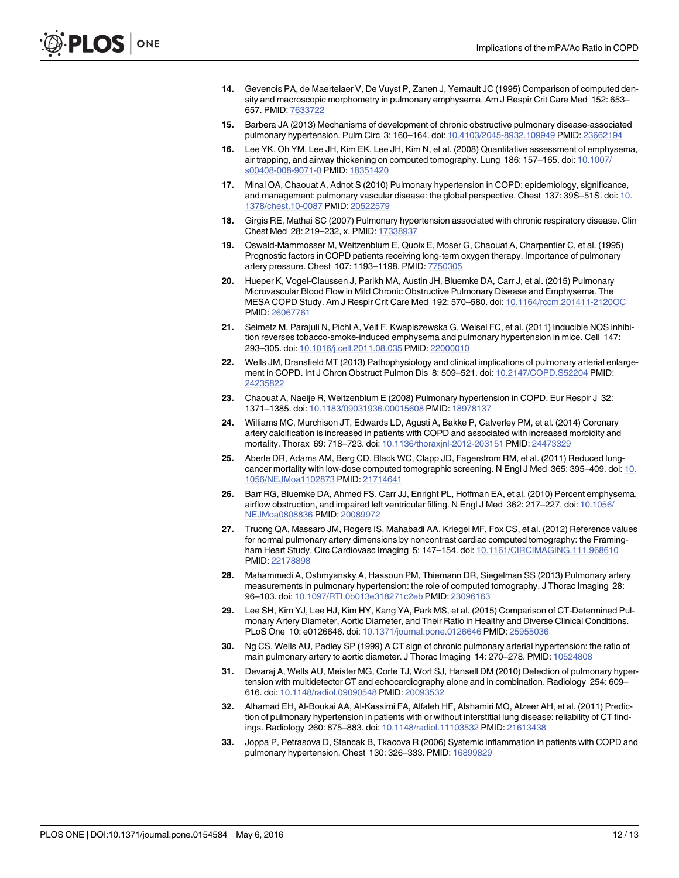14. Gevenois PA, de Maertelaer V, De Vuyst P, Zanen J, Yernault JC (1995) Comparison of computed density and macroscopic morphometry in pulmonary emphysema. Am J Respir Crit Care Med 152: 653–657. PMID: 7633722

15. Barbera JA (2013) Mechanisms of development of chronic obstructive pulmonary disease-associated pulmonary hypertension. Pulm Circ 3: 160–164. doi: 10.4103/2045-8932.109949 PMID: 23662194

16. Lee YK, Oh YM, Lee JH, Kim EK, Lee JH, Kim N, et al. (2008) Quantitative assessment of emphysema, air trapping, and airway thickening on computed tomography. Lung 186: 157–165. doi: 10.1007/s00408-008-9071-0 PMID: 18351420

17. Minai OA, Chaouat A, Adnot S (2010) Pulmonary hypertension in COPD: epidemiology, significance, and management: pulmonary vascular disease: the global perspective. Chest 137: 39S–51S. doi: 10.1378/chest.10-0087 PMID: 20522579

18. Girgis RE, Mathai SC (2007) Pulmonary hypertension associated with chronic respiratory disease. Clin Chest Med 28: 219–232, x. PMID: 17338937

19. Oswald-Mammosser M, Weitzenblum E, Quoix E, Moser G, Chaouat A, Charpentier C, et al. (1995) Prognostic factors in COPD patients receiving long-term oxygen therapy. Importance of pulmonary artery pressure. Chest 107: 1193–1198. PMID: 7750305

20. Hueper K, Vogel-Claussen J, Parikh MA, Austin JH, Bluemke DA, Carr J, et al. (2015) Pulmonary Microvascular Blood Flow in Mild Chronic Obstructive Pulmonary Disease and Emphysema. The MESA COPD Study. Am J Respir Crit Care Med 192: 570–580. doi: 10.1164/rccm.201411-2120OC PMID: 26067761

21. Seimetz M, Parajuli N, Pichl A, Veit F, Kwapiszewska G, Weisel FC, et al. (2011) Inducible NOS inhibition reverses tobacco-smoke-induced emphysema and pulmonary hypertension in mice. Cell 147: 293–305. doi: 10.1016/j.cell.2011.08.035 PMID: 22000010

22. Wells JM, Dransfield MT (2013) Pathophysiology and clinical implications of pulmonary arterial enlargement in COPD. Int J Chron Obstruct Pulmon Dis 8: 509–521. doi: 10.2147/COPD.S52204 PMID: 24235822

23. Chaouat A, Naeije R, Weitzenblum E (2008) Pulmonary hypertension in COPD. Eur Respir J 32: 1371–1385. doi: 10.1183/09031936.00015608 PMID: 18978137

24. Williams MC, Murchison JT, Edwards LD, Agusti A, Bakke P, Calverley PM, et al. (2014) Coronary artery calcification is increased in patients with COPD and associated with increased morbidity and mortality. Thorax 69: 718–723. doi: 10.1136/thoraxjnl-2012-203151 PMID: 24473329

25. Aberle DR, Adams AM, Berg CD, Black WC, Clapp JD, Fagerstrom RM, et al. (2011) Reduced lung-cancer mortality with low-dose computed tomographic screening. N Engl J Med 365: 395–409. doi: 10.1056/NEJMoa1102873 PMID: 21714641

26. Barr RG, Bluemke DA, Ahmed FS, Carr JJ, Enright PL, Hoffman EA, et al. (2010) Percent emphysema, airflow obstruction, and impaired left ventricular filling. N Engl J Med 362: 217–227. doi: 10.1056/NEJMoa0808836 PMID: 20089972

27. Truong QA, Massaro JM, Rogers IS, Mahabadi AA, Kriegel MF, Fox CS, et al. (2012) Reference values for normal pulmonary artery dimensions by noncontrast cardiac computed tomography: the Framingham Heart Study. Circ Cardiovasc Imaging 5: 147–154. doi: 10.1161/CIRCIMAGING.111.968610 PMID: 22178898

28. Mahammedi A, Oshmyansky A, Hassoun PM, Thiemann DR, Siegelman SS (2013) Pulmonary artery measurements in pulmonary hypertension: the role of computed tomography. J Thorac Imaging 28: 96–103. doi: 10.1097/RTI.0b013e318271c2eb PMID: 23096163

29. Lee SH, Kim YJ, Lee HJ, Kim HY, Kang YA, Park MS, et al. (2015) Comparison of CT-Determined Pulmonary Artery Diameter, Aortic Diameter, and Their Ratio in Healthy and Diverse Clinical Conditions. PLoS One 10: e0126646. doi: 10.1371/journal.pone.0126646 PMID: 25955036

30. Ng CS, Wells AU, Padley SP (1999) A CT sign of chronic pulmonary arterial hypertension: the ratio of main pulmonary artery to aortic diameter. J Thorac Imaging 14: 270–278. PMID: 10524808

31. Devaraj A, Wells AU, Meister MG, Corte TJ, Wort SJ, Hansell DM (2010) Detection of pulmonary hypertension with multidetector CT and echocardiography alone and in combination. Radiology 254: 609–616. doi: 10.1148/radiol.09090548 PMID: 20093532

32. Alhamad EH, Al-Boukai AA, Al-Kassimi FA, Alfaleh HF, Alshamiri MQ, Alzeer AH, et al. (2011) Prediction of pulmonary hypertension in patients with or without interstitial lung disease: reliability of CT findings. Radiology 260: 875–883. doi: 10.1148/radiol.11103532 PMID: 21613438

33. Joppa P, Petrasova D, Stancak B, Tkacova R (2006) Systemic inflammation in patients with COPD and pulmonary hypertension. Chest 130: 326–333. PMID: 16899829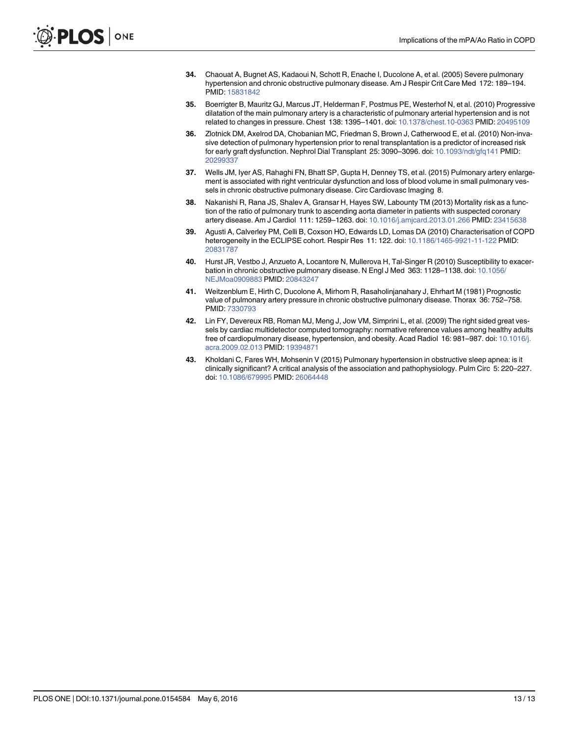34. Chaouat A, Bugnet AS, Kadaoui N, Schott R, Enache I, Ducolone A, et al. (2005) Severe pulmonary hypertension and chronic obstructive pulmonary disease. Am J Respir Crit Care Med 172: 189–194. PMID: 15831842

35. Boerrigter B, Mauritz GJ, Marcus JT, Helderman F, Postmus PE, Westerhof N, et al. (2010) Progressive dilatation of the main pulmonary artery is a characteristic of pulmonary arterial hypertension and is not related to changes in pressure. Chest 138: 1395–1401. doi: 10.1378/chest.10-0363 PMID: 20495109

36. Zlotnick DM, Axelrod DA, Chobanian MC, Friedman S, Brown J, Catherwood E, et al. (2010) Non-invasive detection of pulmonary hypertension prior to renal transplantation is a predictor of increased risk for early graft dysfunction. Nephrol Dial Transplant 25: 3090–3096. doi: 10.1093/ndt/gfq141 PMID: 20299337

37. Wells JM, Iyer AS, Rahaghi FN, Bhatt SP, Gupta H, Denney TS, et al. (2015) Pulmonary artery enlargement is associated with right ventricular dysfunction and loss of blood volume in small pulmonary vessels in chronic obstructive pulmonary disease. Circ Cardiovasc Imaging 8.

38. Nakanishi R, Rana JS, Shalev A, Gransar H, Hayes SW, Labounty TM (2013) Mortality risk as a function of the ratio of pulmonary trunk to ascending aorta diameter in patients with suspected coronary artery disease. Am J Cardiol 111: 1259–1263. doi: 10.1016/j.amjcard.2013.01.266 PMID: 23415638

39. Agusti A, Calverley PM, Celli B, Coxson HO, Edwards LD, Lomas DA (2010) Characterisation of COPD heterogeneity in the ECLIPSE cohort. Respir Res 11: 122. doi: 10.1186/1465-9921-11-122 PMID: 20831787

40. Hurst JR, Vestbo J, Anzueto A, Locantore N, Mullerova H, Tal-Singer R (2010) Susceptibility to exacerbation in chronic obstructive pulmonary disease. N Engl J Med 363: 1128–1138. doi: 10.1056/NEJMoa0909883 PMID: 20843247

41. Weitzenblum E, Hirth C, Ducolone A, Mirhom R, Rasaholinjanahary J, Ehrhart M (1981) Prognostic value of pulmonary artery pressure in chronic obstructive pulmonary disease. Thorax 36: 752–758. PMID: 7330793

42. Lin FY, Devereux RB, Roman MJ, Meng J, Jow VM, Simprini L, et al. (2009) The right sided great vessels by cardiac multidetector computed tomography: normative reference values among healthy adults free of cardiopulmonary disease, hypertension, and obesity. Acad Radiol 16: 981–987. doi: 10.1016/j.acra.2009.02.013 PMID: 19394871

43. Kholdani C, Fares WH, Mohsenin V (2015) Pulmonary hypertension in obstructive sleep apnea: is it clinically significant? A critical analysis of the association and pathophysiology. Pulm Circ 5: 220–227. doi: 10.1086/679995 PMID: 26064448